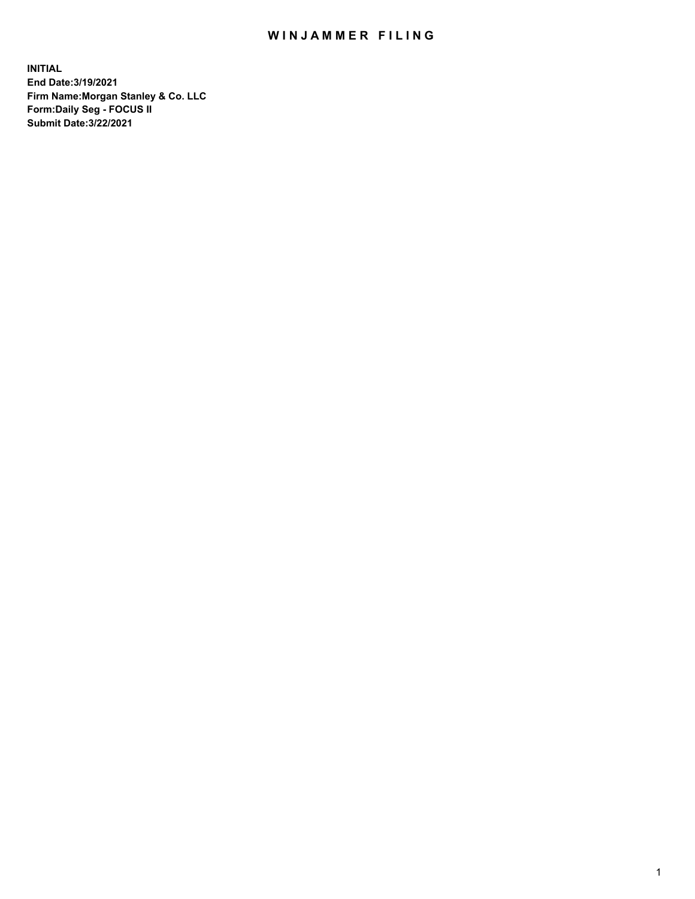# WINJAMMER FILING

**INITIAL**
**End Date:3/19/2021**
**Firm Name:Morgan Stanley & Co. LLC**
**Form:Daily Seg - FOCUS II**
**Submit Date:3/22/2021**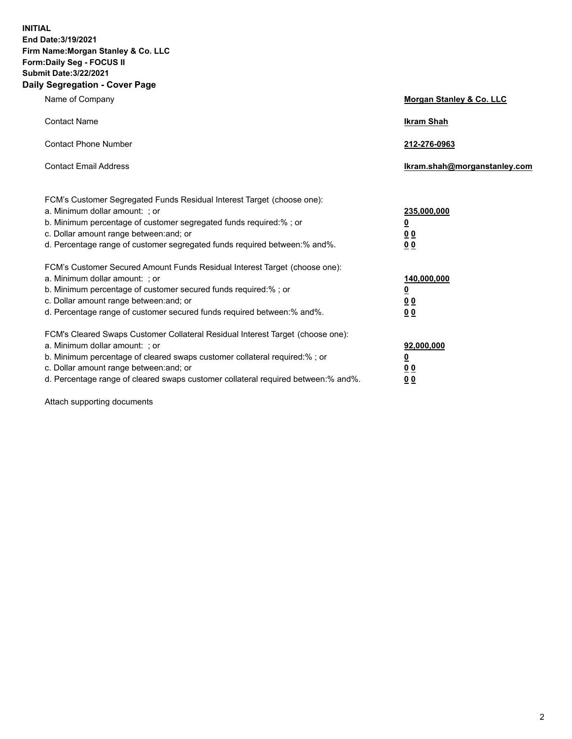**INITIAL**
**End Date:3/19/2021**
**Firm Name:Morgan Stanley & Co. LLC**
**Form:Daily Seg - FOCUS II**
**Submit Date:3/22/2021**

## Daily Segregation - Cover Page

| | |
|---|---|
| Name of Company | **Morgan Stanley & Co. LLC** |
| Contact Name | **Ikram Shah** |
| Contact Phone Number | **212-276-0963** |
| Contact Email Address | **Ikram.shah@morganstanley.com** |

| | |
|---|---|
| FCM's Customer Segregated Funds Residual Interest Target (choose one): | |
| a. Minimum dollar amount: ; or | **235,000,000** |
| b. Minimum percentage of customer segregated funds required:% ; or | **0** |
| c. Dollar amount range between:and; or | **0 0** |
| d. Percentage range of customer segregated funds required between:% and%. | **0 0** |
| FCM's Customer Secured Amount Funds Residual Interest Target (choose one): | |
| a. Minimum dollar amount: ; or | **140,000,000** |
| b. Minimum percentage of customer secured funds required:% ; or | **0** |
| c. Dollar amount range between:and; or | **0 0** |
| d. Percentage range of customer secured funds required between:% and%. | **0 0** |
| FCM's Cleared Swaps Customer Collateral Residual Interest Target (choose one): | |
| a. Minimum dollar amount: ; or | **92,000,000** |
| b. Minimum percentage of cleared swaps customer collateral required:% ; or | **0** |
| c. Dollar amount range between:and; or | **0 0** |
| d. Percentage range of cleared swaps customer collateral required between:% and%. | **0 0** |

Attach supporting documents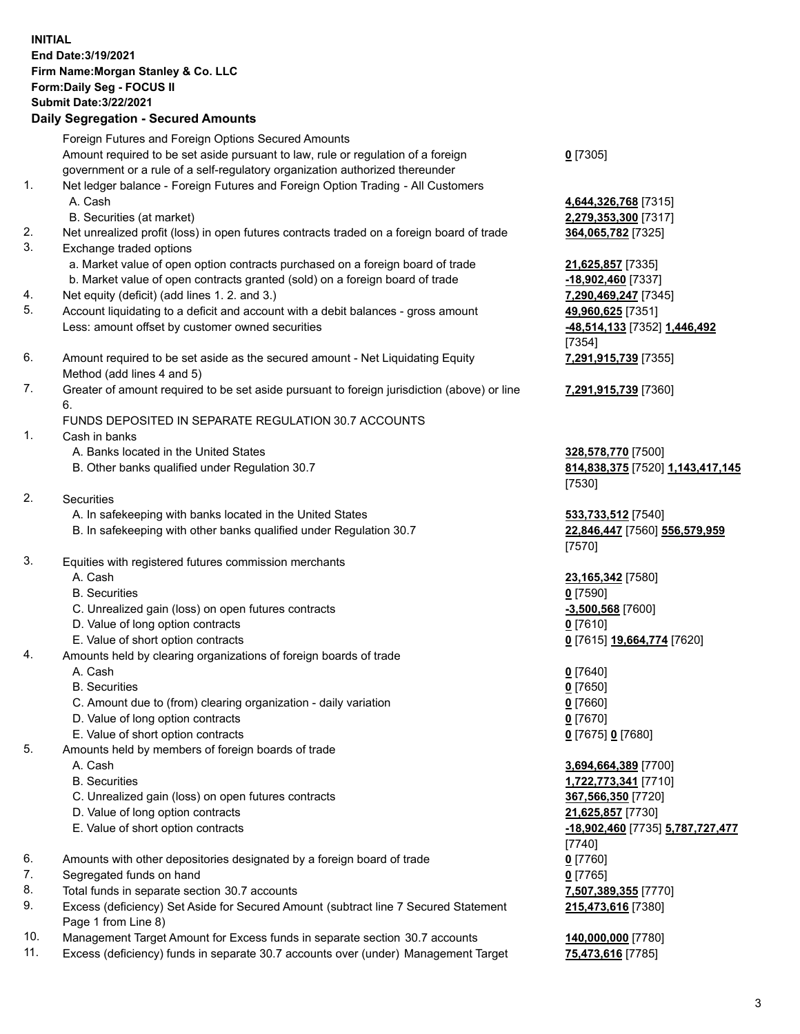**INITIAL**
**End Date:3/19/2021**
**Firm Name:Morgan Stanley & Co. LLC**
**Form:Daily Seg - FOCUS II**
**Submit Date:3/22/2021**

### Daily Segregation - Secured Amounts

| | | |
|---|---|---|
| | Foreign Futures and Foreign Options Secured Amounts | |
| | Amount required to be set aside pursuant to law, rule or regulation of a foreign government or a rule of a self-regulatory organization authorized thereunder | **0** [7305] |
| 1. | Net ledger balance - Foreign Futures and Foreign Option Trading - All Customers | |
| | A. Cash | **4,644,326,768** [7315] |
| | B. Securities (at market) | **2,279,353,300** [7317] |
| 2. | Net unrealized profit (loss) in open futures contracts traded on a foreign board of trade | **364,065,782** [7325] |
| 3. | Exchange traded options | |
| | a. Market value of open option contracts purchased on a foreign board of trade | **21,625,857** [7335] |
| | b. Market value of open contracts granted (sold) on a foreign board of trade | **-18,902,460** [7337] |
| 4. | Net equity (deficit) (add lines 1. 2. and 3.) | **7,290,469,247** [7345] |
| 5. | Account liquidating to a deficit and account with a debit balances - gross amount | **49,960,625** [7351] |
| | Less: amount offset by customer owned securities | **-48,514,133** [7352] **1,446,492** [7354] |
| 6. | Amount required to be set aside as the secured amount - Net Liquidating Equity Method (add lines 4 and 5) | **7,291,915,739** [7355] |
| 7. | Greater of amount required to be set aside pursuant to foreign jurisdiction (above) or line 6. | **7,291,915,739** [7360] |
| | FUNDS DEPOSITED IN SEPARATE REGULATION 30.7 ACCOUNTS | |
| 1. | Cash in banks | |
| | A. Banks located in the United States | **328,578,770** [7500] |
| | B. Other banks qualified under Regulation 30.7 | **814,838,375** [7520] **1,143,417,145** [7530] |
| 2. | Securities | |
| | A. In safekeeping with banks located in the United States | **533,733,512** [7540] |
| | B. In safekeeping with other banks qualified under Regulation 30.7 | **22,846,447** [7560] **556,579,959** [7570] |
| 3. | Equities with registered futures commission merchants | |
| | A. Cash | **23,165,342** [7580] |
| | B. Securities | **0** [7590] |
| | C. Unrealized gain (loss) on open futures contracts | **-3,500,568** [7600] |
| | D. Value of long option contracts | **0** [7610] |
| | E. Value of short option contracts | **0** [7615] **19,664,774** [7620] |
| 4. | Amounts held by clearing organizations of foreign boards of trade | |
| | A. Cash | **0** [7640] |
| | B. Securities | **0** [7650] |
| | C. Amount due to (from) clearing organization - daily variation | **0** [7660] |
| | D. Value of long option contracts | **0** [7670] |
| | E. Value of short option contracts | **0** [7675] **0** [7680] |
| 5. | Amounts held by members of foreign boards of trade | |
| | A. Cash | **3,694,664,389** [7700] |
| | B. Securities | **1,722,773,341** [7710] |
| | C. Unrealized gain (loss) on open futures contracts | **367,566,350** [7720] |
| | D. Value of long option contracts | **21,625,857** [7730] |
| | E. Value of short option contracts | **-18,902,460** [7735] **5,787,727,477** [7740] |
| 6. | Amounts with other depositories designated by a foreign board of trade | **0** [7760] |
| 7. | Segregated funds on hand | **0** [7765] |
| 8. | Total funds in separate section 30.7 accounts | **7,507,389,355** [7770] |
| 9. | Excess (deficiency) Set Aside for Secured Amount (subtract line 7 Secured Statement Page 1 from Line 8) | **215,473,616** [7380] |
| 10. | Management Target Amount for Excess funds in separate section 30.7 accounts | **140,000,000** [7780] |
| 11. | Excess (deficiency) funds in separate 30.7 accounts over (under) Management Target | **75,473,616** [7785] |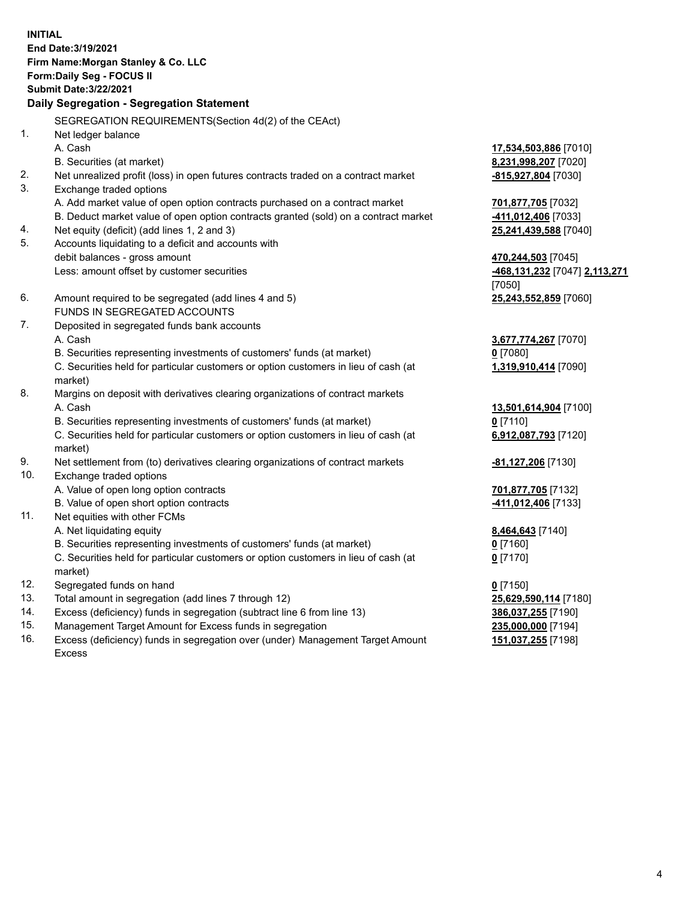**INITIAL**
**End Date:3/19/2021**
**Firm Name:Morgan Stanley & Co. LLC**
**Form:Daily Seg - FOCUS II**
**Submit Date:3/22/2021**

**Daily Segregation - Segregation Statement**

SEGREGATION REQUIREMENTS(Section 4d(2) of the CEAct)

| | | |
|---|---|---|
| 1. | Net ledger balance | |
| | A. Cash | **17,534,503,886** [7010] |
| | B. Securities (at market) | **8,231,998,207** [7020] |
| 2. | Net unrealized profit (loss) in open futures contracts traded on a contract market | **-815,927,804** [7030] |
| 3. | Exchange traded options | |
| | A. Add market value of open option contracts purchased on a contract market | **701,877,705** [7032] |
| | B. Deduct market value of open option contracts granted (sold) on a contract market | **-411,012,406** [7033] |
| 4. | Net equity (deficit) (add lines 1, 2 and 3) | **25,241,439,588** [7040] |
| 5. | Accounts liquidating to a deficit and accounts with debit balances - gross amount | **470,244,503** [7045] |
| | Less: amount offset by customer securities | **-468,131,232** [7047] **2,113,271** [7050] |
| 6. | Amount required to be segregated (add lines 4 and 5) | **25,243,552,859** [7060] |
| | FUNDS IN SEGREGATED ACCOUNTS | |
| 7. | Deposited in segregated funds bank accounts | |
| | A. Cash | **3,677,774,267** [7070] |
| | B. Securities representing investments of customers' funds (at market) | **0** [7080] |
| | C. Securities held for particular customers or option customers in lieu of cash (at market) | **1,319,910,414** [7090] |
| 8. | Margins on deposit with derivatives clearing organizations of contract markets | |
| | A. Cash | **13,501,614,904** [7100] |
| | B. Securities representing investments of customers' funds (at market) | **0** [7110] |
| | C. Securities held for particular customers or option customers in lieu of cash (at market) | **6,912,087,793** [7120] |
| 9. | Net settlement from (to) derivatives clearing organizations of contract markets | **-81,127,206** [7130] |
| 10. | Exchange traded options | |
| | A. Value of open long option contracts | **701,877,705** [7132] |
| | B. Value of open short option contracts | **-411,012,406** [7133] |
| 11. | Net equities with other FCMs | |
| | A. Net liquidating equity | **8,464,643** [7140] |
| | B. Securities representing investments of customers' funds (at market) | **0** [7160] |
| | C. Securities held for particular customers or option customers in lieu of cash (at market) | **0** [7170] |
| 12. | Segregated funds on hand | **0** [7150] |
| 13. | Total amount in segregation (add lines 7 through 12) | **25,629,590,114** [7180] |
| 14. | Excess (deficiency) funds in segregation (subtract line 6 from line 13) | **386,037,255** [7190] |
| 15. | Management Target Amount for Excess funds in segregation | **235,000,000** [7194] |
| 16. | Excess (deficiency) funds in segregation over (under) Management Target Amount Excess | **151,037,255** [7198] |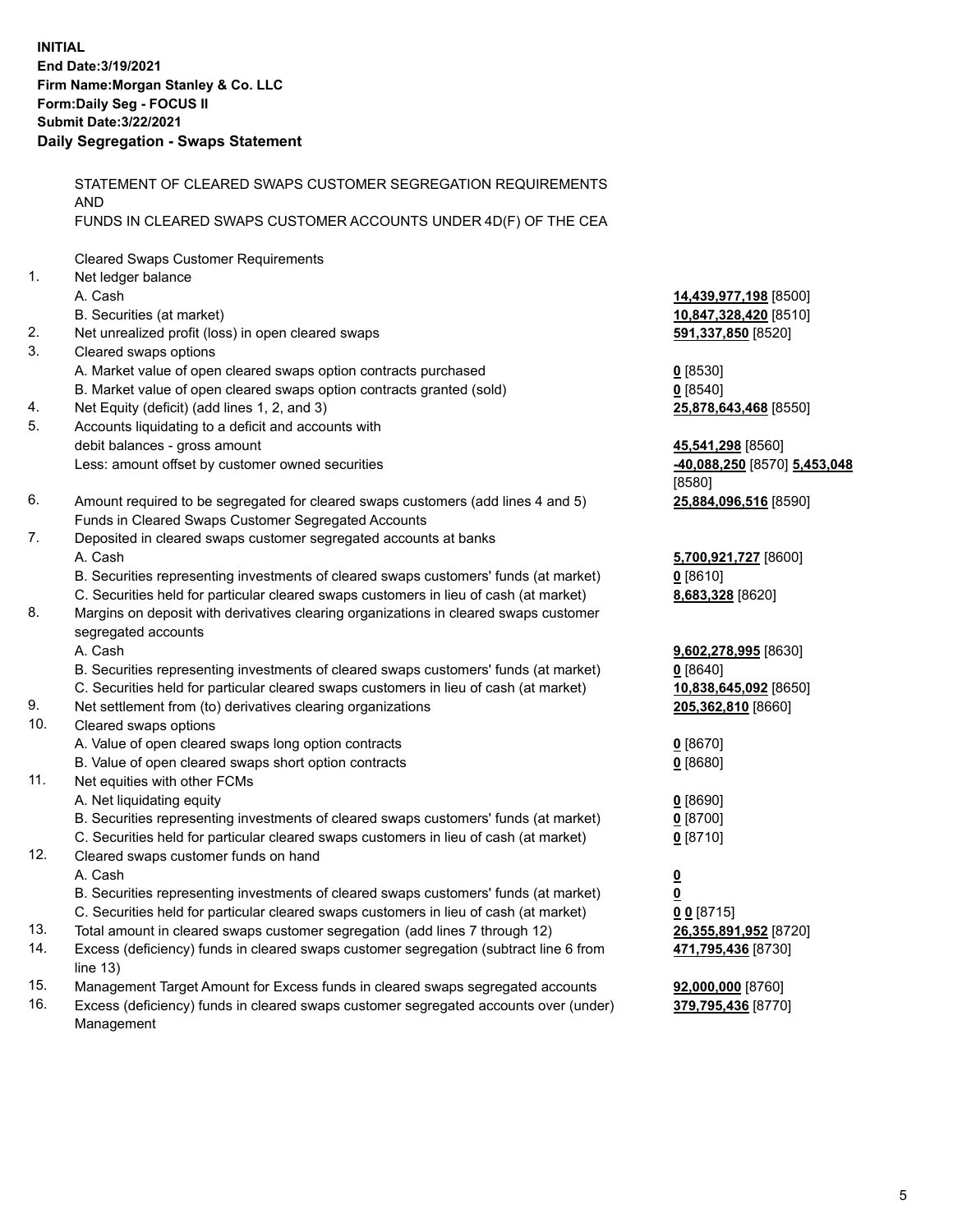**INITIAL**
**End Date:3/19/2021**
**Firm Name:Morgan Stanley & Co. LLC**
**Form:Daily Seg - FOCUS II**
**Submit Date:3/22/2021**
**Daily Segregation - Swaps Statement**

STATEMENT OF CLEARED SWAPS CUSTOMER SEGREGATION REQUIREMENTS AND FUNDS IN CLEARED SWAPS CUSTOMER ACCOUNTS UNDER 4D(F) OF THE CEA

| | | |
|---|---|---|
| | Cleared Swaps Customer Requirements | |
| 1. | Net ledger balance | |
| | A. Cash | **14,439,977,198** [8500] |
| | B. Securities (at market) | **10,847,328,420** [8510] |
| 2. | Net unrealized profit (loss) in open cleared swaps | **591,337,850** [8520] |
| 3. | Cleared swaps options | |
| | A. Market value of open cleared swaps option contracts purchased | **0** [8530] |
| | B. Market value of open cleared swaps option contracts granted (sold) | **0** [8540] |
| 4. | Net Equity (deficit) (add lines 1, 2, and 3) | **25,878,643,468** [8550] |
| 5. | Accounts liquidating to a deficit and accounts with debit balances - gross amount | **45,541,298** [8560] |
| | Less: amount offset by customer owned securities | **-40,088,250** [8570] **5,453,048** [8580] |
| 6. | Amount required to be segregated for cleared swaps customers (add lines 4 and 5) | **25,884,096,516** [8590] |
| | Funds in Cleared Swaps Customer Segregated Accounts | |
| 7. | Deposited in cleared swaps customer segregated accounts at banks | |
| | A. Cash | **5,700,921,727** [8600] |
| | B. Securities representing investments of cleared swaps customers' funds (at market) | **0** [8610] |
| | C. Securities held for particular cleared swaps customers in lieu of cash (at market) | **8,683,328** [8620] |
| 8. | Margins on deposit with derivatives clearing organizations in cleared swaps customer segregated accounts | |
| | A. Cash | **9,602,278,995** [8630] |
| | B. Securities representing investments of cleared swaps customers' funds (at market) | **0** [8640] |
| | C. Securities held for particular cleared swaps customers in lieu of cash (at market) | **10,838,645,092** [8650] |
| 9. | Net settlement from (to) derivatives clearing organizations | **205,362,810** [8660] |
| 10. | Cleared swaps options | |
| | A. Value of open cleared swaps long option contracts | **0** [8670] |
| | B. Value of open cleared swaps short option contracts | **0** [8680] |
| 11. | Net equities with other FCMs | |
| | A. Net liquidating equity | **0** [8690] |
| | B. Securities representing investments of cleared swaps customers' funds (at market) | **0** [8700] |
| | C. Securities held for particular cleared swaps customers in lieu of cash (at market) | **0** [8710] |
| 12. | Cleared swaps customer funds on hand | |
| | A. Cash | **0** |
| | B. Securities representing investments of cleared swaps customers' funds (at market) | **0** |
| | C. Securities held for particular cleared swaps customers in lieu of cash (at market) | **0** **0** [8715] |
| 13. | Total amount in cleared swaps customer segregation (add lines 7 through 12) | **26,355,891,952** [8720] |
| 14. | Excess (deficiency) funds in cleared swaps customer segregation (subtract line 6 from line 13) | **471,795,436** [8730] |
| 15. | Management Target Amount for Excess funds in cleared swaps segregated accounts | **92,000,000** [8760] |
| 16. | Excess (deficiency) funds in cleared swaps customer segregated accounts over (under) Management | **379,795,436** [8770] |